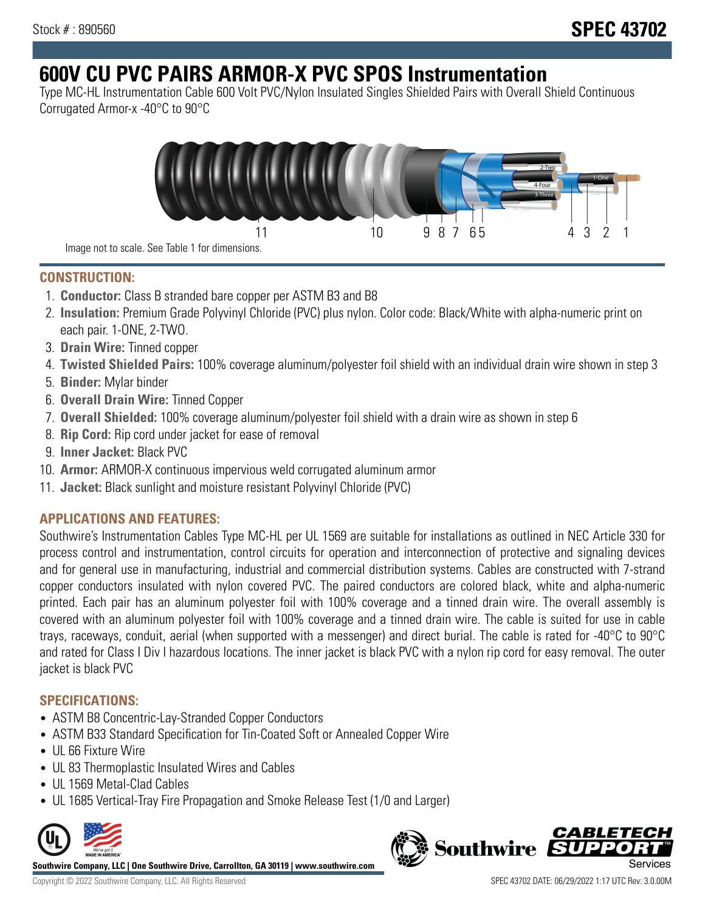Stock # : 890560

# SPEC 43702

# 600V CU PVC PAIRS ARMOR-X PVC SPOS Instrumentation

Type MC-HL Instrumentation Cable 600 Volt PVC/Nylon Insulated Singles Shielded Pairs with Overall Shield Continuous Corrugated Armor-x -40°C to 90°C

Image not to scale. See Table 1 for dimensions.

## CONSTRUCTION:

1. **Conductor:** Class B stranded bare copper per ASTM B3 and B8
2. **Insulation:** Premium Grade Polyvinyl Chloride (PVC) plus nylon. Color code: Black/White with alpha-numeric print on each pair. 1-ONE, 2-TWO.
3. **Drain Wire:** Tinned copper
4. **Twisted Shielded Pairs:** 100% coverage aluminum/polyester foil shield with an individual drain wire shown in step 3
5. **Binder:** Mylar binder
6. **Overall Drain Wire:** Tinned Copper
7. **Overall Shielded:** 100% coverage aluminum/polyester foil shield with a drain wire as shown in step 6
8. **Rip Cord:** Rip cord under jacket for ease of removal
9. **Inner Jacket:** Black PVC
10. **Armor:** ARMOR-X continuous impervious weld corrugated aluminum armor
11. **Jacket:** Black sunlight and moisture resistant Polyvinyl Chloride (PVC)

## APPLICATIONS AND FEATURES:

Southwire's Instrumentation Cables Type MC-HL per UL 1569 are suitable for installations as outlined in NEC Article 330 for process control and instrumentation, control circuits for operation and interconnection of protective and signaling devices and for general use in manufacturing, industrial and commercial distribution systems. Cables are constructed with 7-strand copper conductors insulated with nylon covered PVC. The paired conductors are colored black, white and alpha-numeric printed. Each pair has an aluminum polyester foil with 100% coverage and a tinned drain wire. The overall assembly is covered with an aluminum polyester foil with 100% coverage and a tinned drain wire. The cable is suited for use in cable trays, raceways, conduit, aerial (when supported with a messenger) and direct burial. The cable is rated for -40°C to 90°C and rated for Class I Div I hazardous locations. The inner jacket is black PVC with a nylon rip cord for easy removal. The outer jacket is black PVC

## SPECIFICATIONS:

- ASTM B8 Concentric-Lay-Stranded Copper Conductors
- ASTM B33 Standard Specification for Tin-Coated Soft or Annealed Copper Wire
- UL 66 Fixture Wire
- UL 83 Thermoplastic Insulated Wires and Cables
- UL 1569 Metal-Clad Cables
- UL 1685 Vertical-Tray Fire Propagation and Smoke Release Test (1/0 and Larger)

**Southwire Company, LLC | One Southwire Drive, Carrollton, GA 30119 | www.southwire.com**

Copyright © 2022 Southwire Company, LLC. All Rights Reserved

SPEC 43702 DATE: 06/29/2022 1:17 UTC Rev: 3.0.00M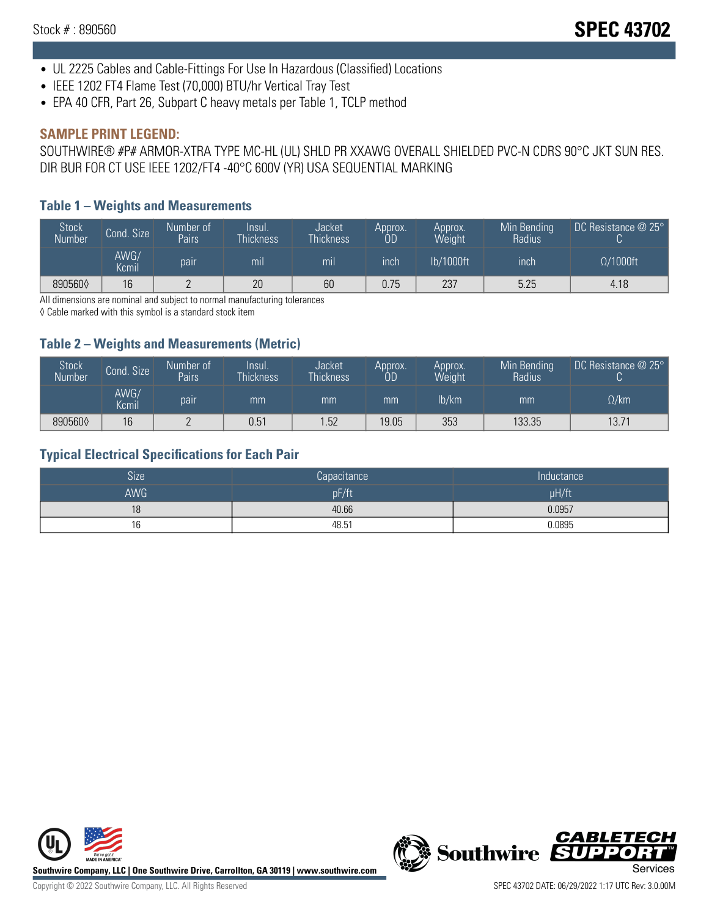- UL 2225 Cables and Cable-Fittings For Use In Hazardous (Classified) Locations
- IEEE 1202 FT4 Flame Test (70,000) BTU/hr Vertical Tray Test
- EPA 40 CFR, Part 26, Subpart C heavy metals per Table 1, TCLP method

### SAMPLE PRINT LEGEND:

SOUTHWIRE® #P# ARMOR-XTRA TYPE MC-HL (UL) SHLD PR XXAWG OVERALL SHIELDED PVC-N CDRS 90°C JKT SUN RES. DIR BUR FOR CT USE IEEE 1202/FT4 -40°C 600V (YR) USA SEQUENTIAL MARKING

### Table 1 – Weights and Measurements

| Stock Number | Cond. Size | Number of Pairs | Insul. Thickness | Jacket Thickness | Approx. OD | Approx. Weight | Min Bending Radius | DC Resistance @ 25° C |
|---|---|---|---|---|---|---|---|---|
| | AWG/ Kcmil | pair | mil | mil | inch | lb/1000ft | inch | Ω/1000ft |
| 890560◊ | 16 | 2 | 20 | 60 | 0.75 | 237 | 5.25 | 4.18 |

All dimensions are nominal and subject to normal manufacturing tolerances

◊ Cable marked with this symbol is a standard stock item

### Table 2 – Weights and Measurements (Metric)

| Stock Number | Cond. Size | Number of Pairs | Insul. Thickness | Jacket Thickness | Approx. OD | Approx. Weight | Min Bending Radius | DC Resistance @ 25° C |
|---|---|---|---|---|---|---|---|---|
| | AWG/ Kcmil | pair | mm | mm | mm | lb/km | mm | Ω/km |
| 890560◊ | 16 | 2 | 0.51 | 1.52 | 19.05 | 353 | 133.35 | 13.71 |

### Typical Electrical Specifications for Each Pair

| Size | Capacitance | Inductance |
|---|---|---|
| AWG | pF/ft | μH/ft |
| 18 | 40.66 | 0.0957 |
| 16 | 48.51 | 0.0895 |

Southwire Company, LLC | One Southwire Drive, Carrollton, GA 30119 | www.southwire.com

Copyright © 2022 Southwire Company, LLC. All Rights Reserved

SPEC 43702 DATE: 06/29/2022 1:17 UTC Rev: 3.0.00M